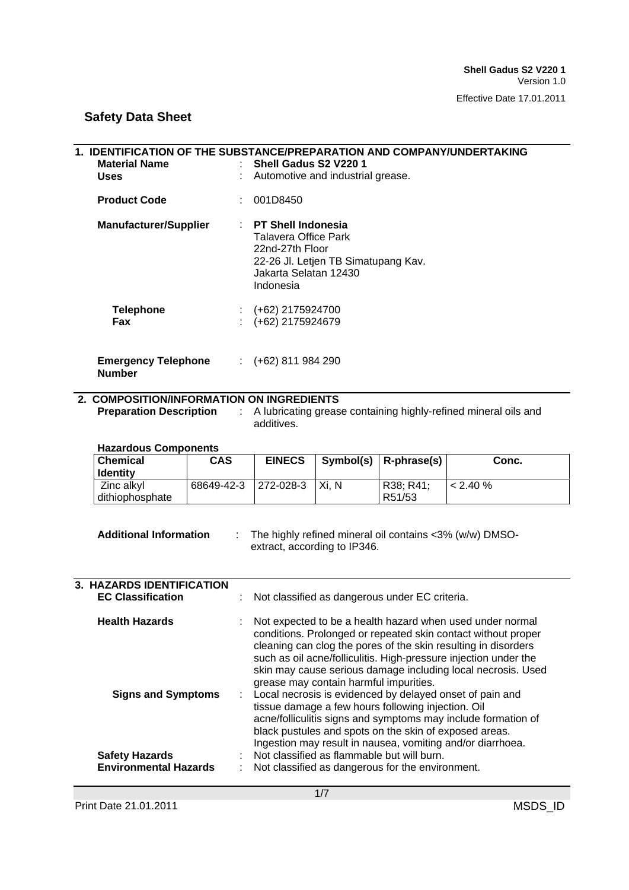Shell Gadus S2 V220 1
Version 1.0

Effective Date 17.01.2011

# Safety Data Sheet

## 1. IDENTIFICATION OF THE SUBSTANCE/PREPARATION AND COMPANY/UNDERTAKING

**Material Name** : **Shell Gadus S2 V220 1**

**Uses** : Automotive and industrial grease.

**Product Code** : 001D8450

**Manufacturer/Supplier** : **PT Shell Indonesia**
Talavera Office Park
22nd-27th Floor
22-26 Jl. Letjen TB Simatupang Kav.
Jakarta Selatan 12430
Indonesia

**Telephone** : (+62) 2175924700
**Fax** : (+62) 2175924679

**Emergency Telephone Number** : (+62) 811 984 290

## 2. COMPOSITION/INFORMATION ON INGREDIENTS

**Preparation Description** : A lubricating grease containing highly-refined mineral oils and additives.

**Hazardous Components**

| Chemical Identity | CAS | EINECS | Symbol(s) | R-phrase(s) | Conc. |
|---|---|---|---|---|---|
| Zinc alkyl dithiophosphate | 68649-42-3 | 272-028-3 | Xi, N | R38; R41; R51/53 | < 2.40 % |

**Additional Information** : The highly refined mineral oil contains <3% (w/w) DMSO-extract, according to IP346.

## 3. HAZARDS IDENTIFICATION

**EC Classification** : Not classified as dangerous under EC criteria.

**Health Hazards** : Not expected to be a health hazard when used under normal conditions. Prolonged or repeated skin contact without proper cleaning can clog the pores of the skin resulting in disorders such as oil acne/folliculitis. High-pressure injection under the skin may cause serious damage including local necrosis. Used grease may contain harmful impurities.

**Signs and Symptoms** : Local necrosis is evidenced by delayed onset of pain and tissue damage a few hours following injection. Oil acne/folliculitis signs and symptoms may include formation of black pustules and spots on the skin of exposed areas. Ingestion may result in nausea, vomiting and/or diarrhoea.

**Safety Hazards** : Not classified as flammable but will burn.

**Environmental Hazards** : Not classified as dangerous for the environment.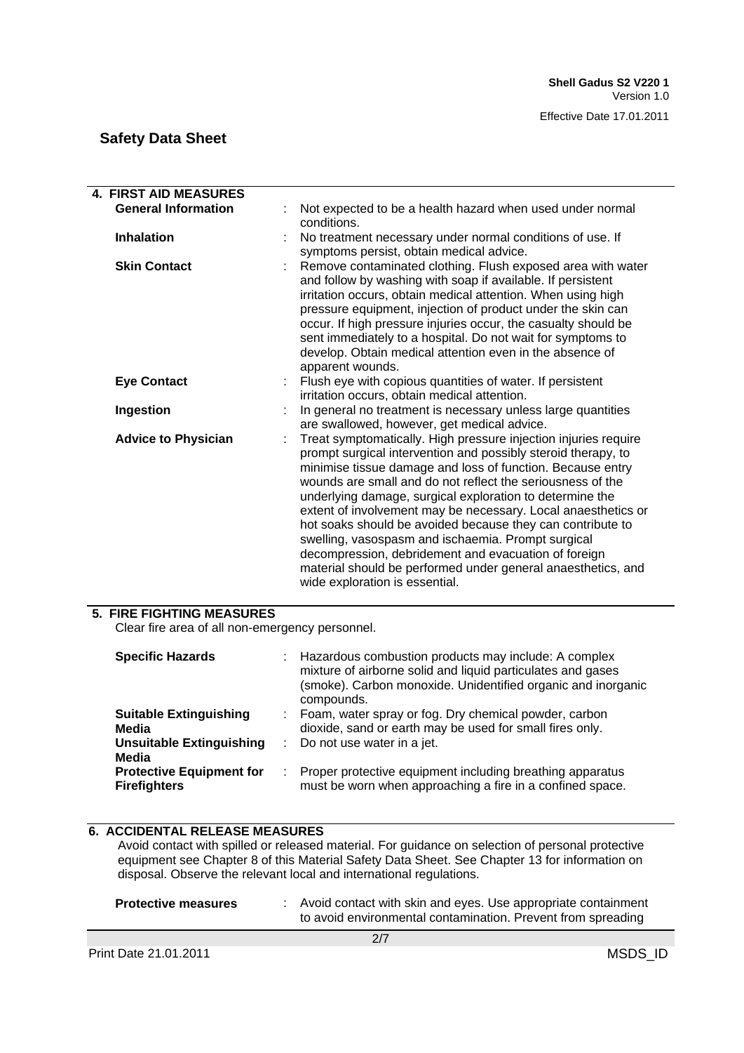## 4. FIRST AID MEASURES

| | |
|---|---|
| **General Information** | Not expected to be a health hazard when used under normal conditions. |
| **Inhalation** | No treatment necessary under normal conditions of use. If symptoms persist, obtain medical advice. |
| **Skin Contact** | Remove contaminated clothing. Flush exposed area with water and follow by washing with soap if available. If persistent irritation occurs, obtain medical attention. When using high pressure equipment, injection of product under the skin can occur. If high pressure injuries occur, the casualty should be sent immediately to a hospital. Do not wait for symptoms to develop. Obtain medical attention even in the absence of apparent wounds. |
| **Eye Contact** | Flush eye with copious quantities of water. If persistent irritation occurs, obtain medical attention. |
| **Ingestion** | In general no treatment is necessary unless large quantities are swallowed, however, get medical advice. |
| **Advice to Physician** | Treat symptomatically. High pressure injection injuries require prompt surgical intervention and possibly steroid therapy, to minimise tissue damage and loss of function. Because entry wounds are small and do not reflect the seriousness of the underlying damage, surgical exploration to determine the extent of involvement may be necessary. Local anaesthetics or hot soaks should be avoided because they can contribute to swelling, vasospasm and ischaemia. Prompt surgical decompression, debridement and evacuation of foreign material should be performed under general anaesthetics, and wide exploration is essential. |

## 5. FIRE FIGHTING MEASURES

Clear fire area of all non-emergency personnel.

| | |
|---|---|
| **Specific Hazards** | Hazardous combustion products may include: A complex mixture of airborne solid and liquid particulates and gases (smoke). Carbon monoxide. Unidentified organic and inorganic compounds. |
| **Suitable Extinguishing Media** | Foam, water spray or fog. Dry chemical powder, carbon dioxide, sand or earth may be used for small fires only. |
| **Unsuitable Extinguishing Media** | Do not use water in a jet. |
| **Protective Equipment for Firefighters** | Proper protective equipment including breathing apparatus must be worn when approaching a fire in a confined space. |

## 6. ACCIDENTAL RELEASE MEASURES

Avoid contact with spilled or released material. For guidance on selection of personal protective equipment see Chapter 8 of this Material Safety Data Sheet. See Chapter 13 for information on disposal. Observe the relevant local and international regulations.

| | |
|---|---|
| **Protective measures** | Avoid contact with skin and eyes. Use appropriate containment to avoid environmental contamination. Prevent from spreading |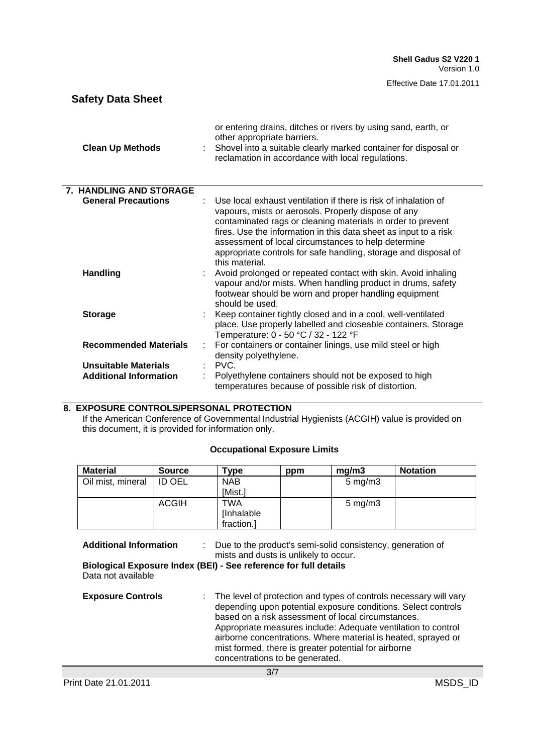or entering drains, ditches or rivers by using sand, earth, or other appropriate barriers.

**Clean Up Methods** : Shovel into a suitable clearly marked container for disposal or reclamation in accordance with local regulations.

## 7. HANDLING AND STORAGE

**General Precautions** : Use local exhaust ventilation if there is risk of inhalation of vapours, mists or aerosols. Properly dispose of any contaminated rags or cleaning materials in order to prevent fires. Use the information in this data sheet as input to a risk assessment of local circumstances to help determine appropriate controls for safe handling, storage and disposal of this material.

**Handling** : Avoid prolonged or repeated contact with skin. Avoid inhaling vapour and/or mists. When handling product in drums, safety footwear should be worn and proper handling equipment should be used.

**Storage** : Keep container tightly closed and in a cool, well-ventilated place. Use properly labelled and closeable containers. Storage Temperature: 0 - 50 °C / 32 - 122 °F

**Recommended Materials** : For containers or container linings, use mild steel or high density polyethylene.

**Unsuitable Materials** : PVC.

**Additional Information** : Polyethylene containers should not be exposed to high temperatures because of possible risk of distortion.

## 8. EXPOSURE CONTROLS/PERSONAL PROTECTION

If the American Conference of Governmental Industrial Hygienists (ACGIH) value is provided on this document, it is provided for information only.

**Occupational Exposure Limits**

| Material | Source | Type | ppm | mg/m3 | Notation |
|---|---|---|---|---|---|
| Oil mist, mineral | ID OEL | NAB [Mist.] | | 5 mg/m3 | |
| | ACGIH | TWA [Inhalable fraction.] | | 5 mg/m3 | |

**Additional Information** : Due to the product's semi-solid consistency, generation of mists and dusts is unlikely to occur.

**Biological Exposure Index (BEI) - See reference for full details**

Data not available

**Exposure Controls** : The level of protection and types of controls necessary will vary depending upon potential exposure conditions. Select controls based on a risk assessment of local circumstances. Appropriate measures include: Adequate ventilation to control airborne concentrations. Where material is heated, sprayed or mist formed, there is greater potential for airborne concentrations to be generated.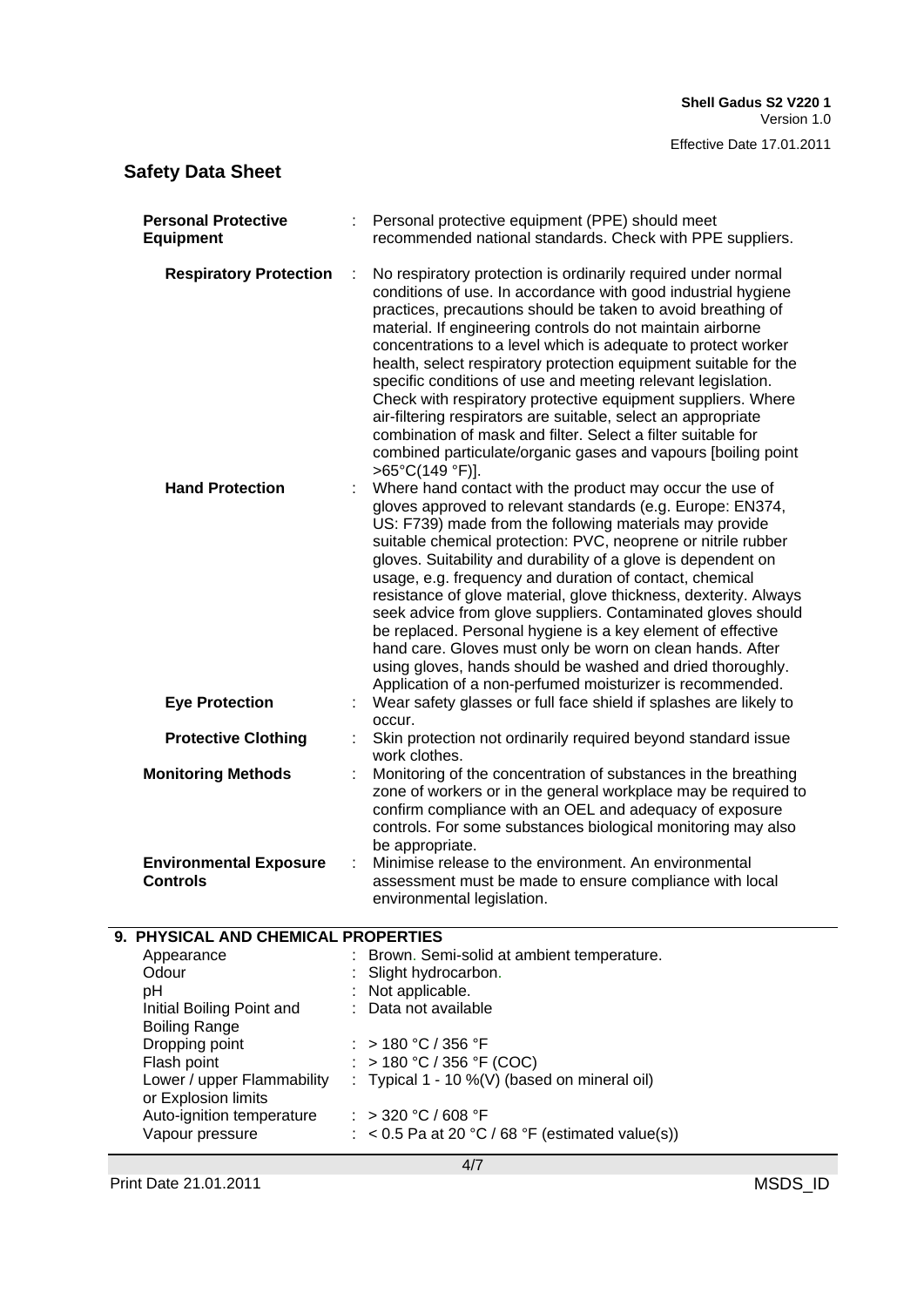## Safety Data Sheet

| | |
|---|---|
| **Personal Protective Equipment** | Personal protective equipment (PPE) should meet recommended national standards. Check with PPE suppliers. |
| **Respiratory Protection** | No respiratory protection is ordinarily required under normal conditions of use. In accordance with good industrial hygiene practices, precautions should be taken to avoid breathing of material. If engineering controls do not maintain airborne concentrations to a level which is adequate to protect worker health, select respiratory protection equipment suitable for the specific conditions of use and meeting relevant legislation. Check with respiratory protective equipment suppliers. Where air-filtering respirators are suitable, select an appropriate combination of mask and filter. Select a filter suitable for combined particulate/organic gases and vapours [boiling point >65°C(149 °F)]. |
| **Hand Protection** | Where hand contact with the product may occur the use of gloves approved to relevant standards (e.g. Europe: EN374, US: F739) made from the following materials may provide suitable chemical protection: PVC, neoprene or nitrile rubber gloves. Suitability and durability of a glove is dependent on usage, e.g. frequency and duration of contact, chemical resistance of glove material, glove thickness, dexterity. Always seek advice from glove suppliers. Contaminated gloves should be replaced. Personal hygiene is a key element of effective hand care. Gloves must only be worn on clean hands. After using gloves, hands should be washed and dried thoroughly. Application of a non-perfumed moisturizer is recommended. |
| **Eye Protection** | Wear safety glasses or full face shield if splashes are likely to occur. |
| **Protective Clothing** | Skin protection not ordinarily required beyond standard issue work clothes. |
| **Monitoring Methods** | Monitoring of the concentration of substances in the breathing zone of workers or in the general workplace may be required to confirm compliance with an OEL and adequacy of exposure controls. For some substances biological monitoring may also be appropriate. |
| **Environmental Exposure Controls** | Minimise release to the environment. An environmental assessment must be made to ensure compliance with local environmental legislation. |

## 9. PHYSICAL AND CHEMICAL PROPERTIES

| | |
|---|---|
| Appearance | Brown. Semi-solid at ambient temperature. |
| Odour | Slight hydrocarbon. |
| pH | Not applicable. |
| Initial Boiling Point and Boiling Range | Data not available |
| Dropping point | > 180 °C / 356 °F |
| Flash point | > 180 °C / 356 °F (COC) |
| Lower / upper Flammability or Explosion limits | Typical 1 - 10 %(V) (based on mineral oil) |
| Auto-ignition temperature | > 320 °C / 608 °F |
| Vapour pressure | < 0.5 Pa at 20 °C / 68 °F (estimated value(s)) |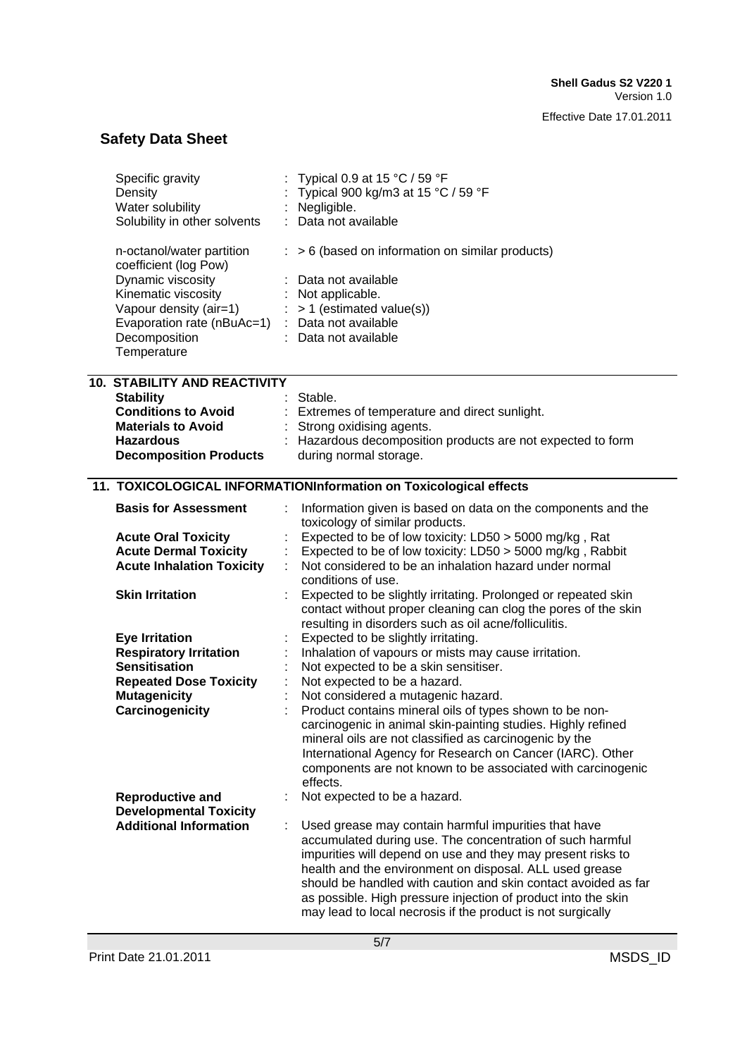| | |
|---|---|
| Specific gravity | : Typical 0.9 at 15 °C / 59 °F |
| Density | : Typical 900 kg/m3 at 15 °C / 59 °F |
| Water solubility | : Negligible. |
| Solubility in other solvents | : Data not available |
| n-octanol/water partition coefficient (log Pow) | : > 6 (based on information on similar products) |
| Dynamic viscosity | : Data not available |
| Kinematic viscosity | : Not applicable. |
| Vapour density (air=1) | : > 1 (estimated value(s)) |
| Evaporation rate (nBuAc=1) | : Data not available |
| Decomposition Temperature | : Data not available |

## 10. STABILITY AND REACTIVITY

| | |
|---|---|
| **Stability** | : Stable. |
| **Conditions to Avoid** | : Extremes of temperature and direct sunlight. |
| **Materials to Avoid** | : Strong oxidising agents. |
| **Hazardous Decomposition Products** | : Hazardous decomposition products are not expected to form during normal storage. |

## 11. TOXICOLOGICAL INFORMATIONInformation on Toxicological effects

| | |
|---|---|
| **Basis for Assessment** | : Information given is based on data on the components and the toxicology of similar products. |
| **Acute Oral Toxicity** | : Expected to be of low toxicity: LD50 > 5000 mg/kg , Rat |
| **Acute Dermal Toxicity** | : Expected to be of low toxicity: LD50 > 5000 mg/kg , Rabbit |
| **Acute Inhalation Toxicity** | : Not considered to be an inhalation hazard under normal conditions of use. |
| **Skin Irritation** | : Expected to be slightly irritating. Prolonged or repeated skin contact without proper cleaning can clog the pores of the skin resulting in disorders such as oil acne/folliculitis. |
| **Eye Irritation** | : Expected to be slightly irritating. |
| **Respiratory Irritation** | : Inhalation of vapours or mists may cause irritation. |
| **Sensitisation** | : Not expected to be a skin sensitiser. |
| **Repeated Dose Toxicity** | : Not expected to be a hazard. |
| **Mutagenicity** | : Not considered a mutagenic hazard. |
| **Carcinogenicity** | : Product contains mineral oils of types shown to be non-carcinogenic in animal skin-painting studies. Highly refined mineral oils are not classified as carcinogenic by the International Agency for Research on Cancer (IARC). Other components are not known to be associated with carcinogenic effects. |
| **Reproductive and Developmental Toxicity** | : Not expected to be a hazard. |
| **Additional Information** | : Used grease may contain harmful impurities that have accumulated during use. The concentration of such harmful impurities will depend on use and they may present risks to health and the environment on disposal. ALL used grease should be handled with caution and skin contact avoided as far as possible. High pressure injection of product into the skin may lead to local necrosis if the product is not surgically |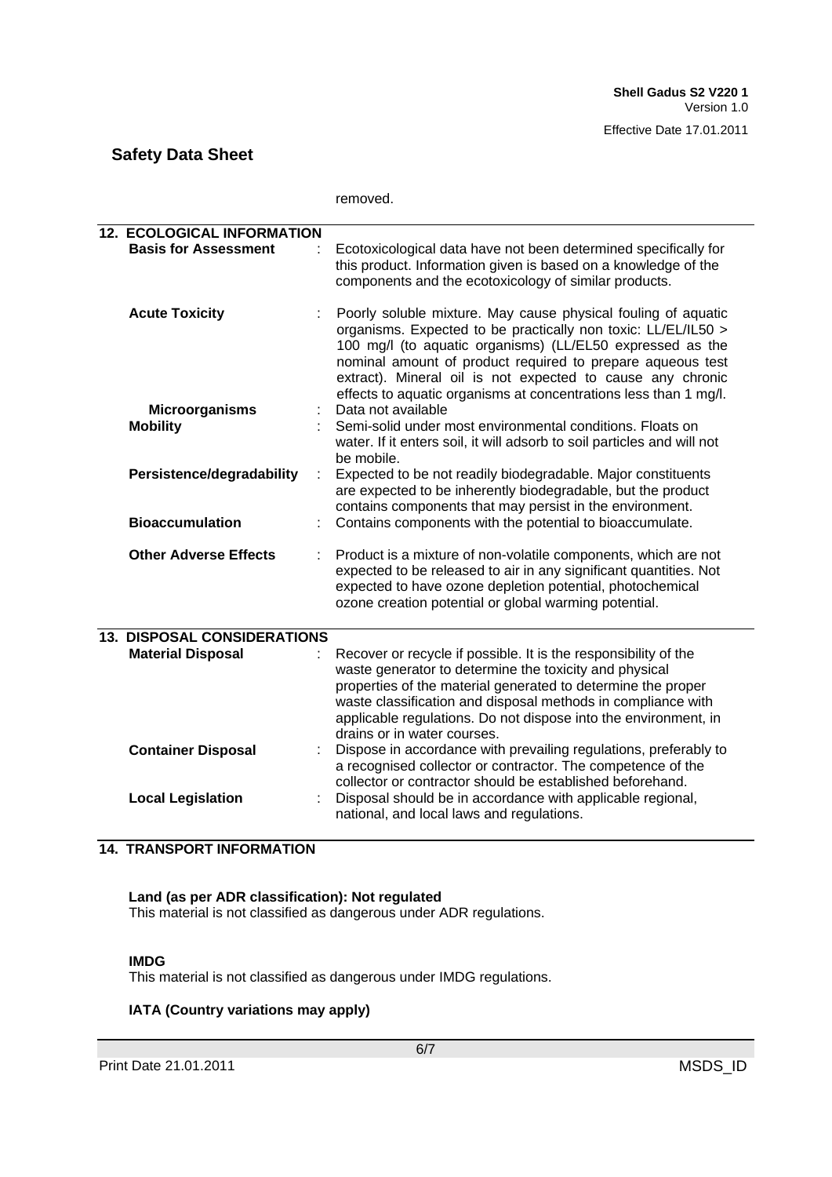removed.

## 12. ECOLOGICAL INFORMATION

| | | |
|---|---|---|
| **Basis for Assessment** | : | Ecotoxicological data have not been determined specifically for this product. Information given is based on a knowledge of the components and the ecotoxicology of similar products. |
| **Acute Toxicity** | : | Poorly soluble mixture. May cause physical fouling of aquatic organisms. Expected to be practically non toxic: LL/EL/IL50 > 100 mg/l (to aquatic organisms) (LL/EL50 expressed as the nominal amount of product required to prepare aqueous test extract). Mineral oil is not expected to cause any chronic effects to aquatic organisms at concentrations less than 1 mg/l. |
| **Microorganisms** | : | Data not available |
| **Mobility** | : | Semi-solid under most environmental conditions. Floats on water. If it enters soil, it will adsorb to soil particles and will not be mobile. |
| **Persistence/degradability** | : | Expected to be not readily biodegradable. Major constituents are expected to be inherently biodegradable, but the product contains components that may persist in the environment. |
| **Bioaccumulation** | : | Contains components with the potential to bioaccumulate. |
| **Other Adverse Effects** | : | Product is a mixture of non-volatile components, which are not expected to be released to air in any significant quantities. Not expected to have ozone depletion potential, photochemical ozone creation potential or global warming potential. |

## 13. DISPOSAL CONSIDERATIONS

| | | |
|---|---|---|
| **Material Disposal** | : | Recover or recycle if possible. It is the responsibility of the waste generator to determine the toxicity and physical properties of the material generated to determine the proper waste classification and disposal methods in compliance with applicable regulations. Do not dispose into the environment, in drains or in water courses. |
| **Container Disposal** | : | Dispose in accordance with prevailing regulations, preferably to a recognised collector or contractor. The competence of the collector or contractor should be established beforehand. |
| **Local Legislation** | : | Disposal should be in accordance with applicable regional, national, and local laws and regulations. |

## 14. TRANSPORT INFORMATION

**Land (as per ADR classification): Not regulated**
This material is not classified as dangerous under ADR regulations.

**IMDG**
This material is not classified as dangerous under IMDG regulations.

**IATA (Country variations may apply)**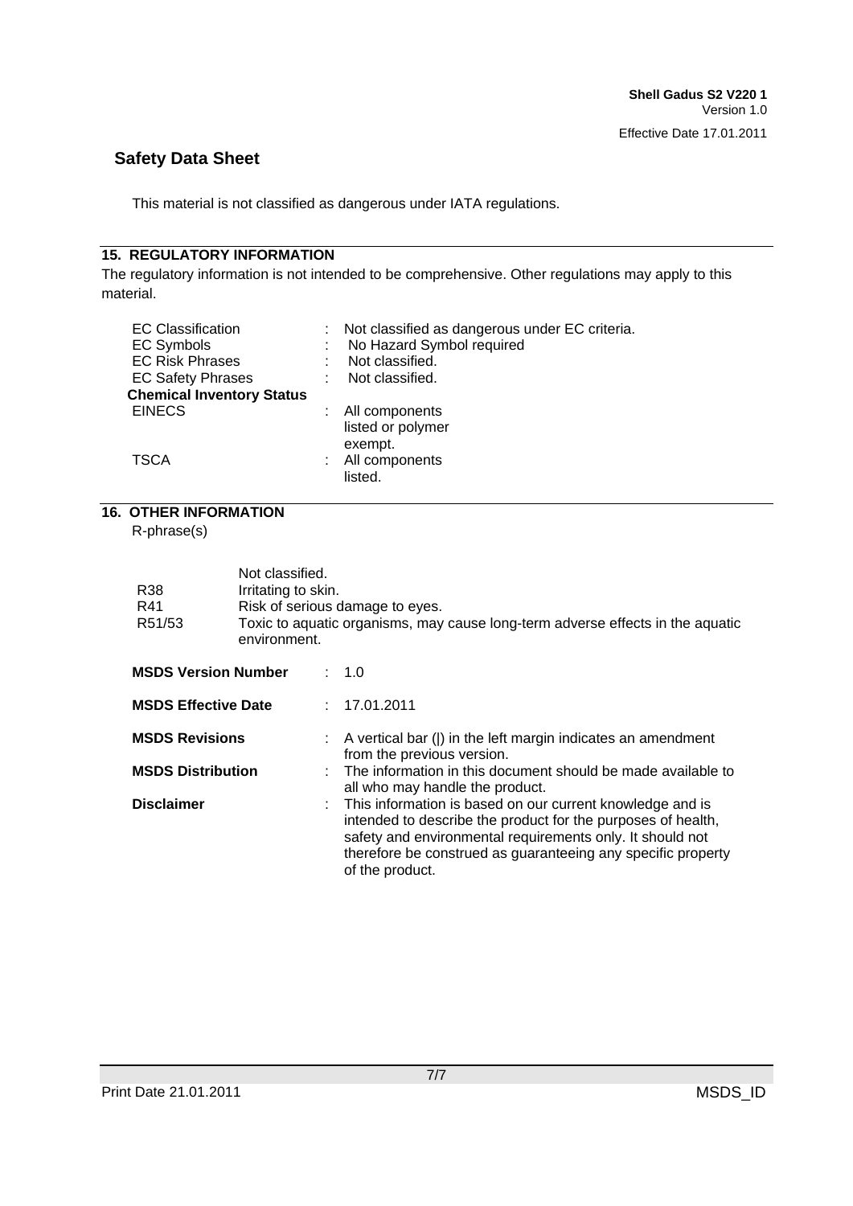# Safety Data Sheet

This material is not classified as dangerous under IATA regulations.

## 15. REGULATORY INFORMATION

The regulatory information is not intended to be comprehensive. Other regulations may apply to this material.

| | | |
|---|---|---|
| EC Classification | : | Not classified as dangerous under EC criteria. |
| EC Symbols | : | No Hazard Symbol required |
| EC Risk Phrases | : | Not classified. |
| EC Safety Phrases | : | Not classified. |
| **Chemical Inventory Status** | | |
| EINECS | : | All components listed or polymer exempt. |
| TSCA | : | All components listed. |

## 16. OTHER INFORMATION

R-phrase(s)

| | |
|---|---|
| | Not classified. |
| R38 | Irritating to skin. |
| R41 | Risk of serious damage to eyes. |
| R51/53 | Toxic to aquatic organisms, may cause long-term adverse effects in the aquatic environment. |

| | | |
|---|---|---|
| **MSDS Version Number** | : | 1.0 |
| **MSDS Effective Date** | : | 17.01.2011 |
| **MSDS Revisions** | : | A vertical bar (\|) in the left margin indicates an amendment from the previous version. |
| **MSDS Distribution** | : | The information in this document should be made available to all who may handle the product. |
| **Disclaimer** | : | This information is based on our current knowledge and is intended to describe the product for the purposes of health, safety and environmental requirements only. It should not therefore be construed as guaranteeing any specific property of the product. |